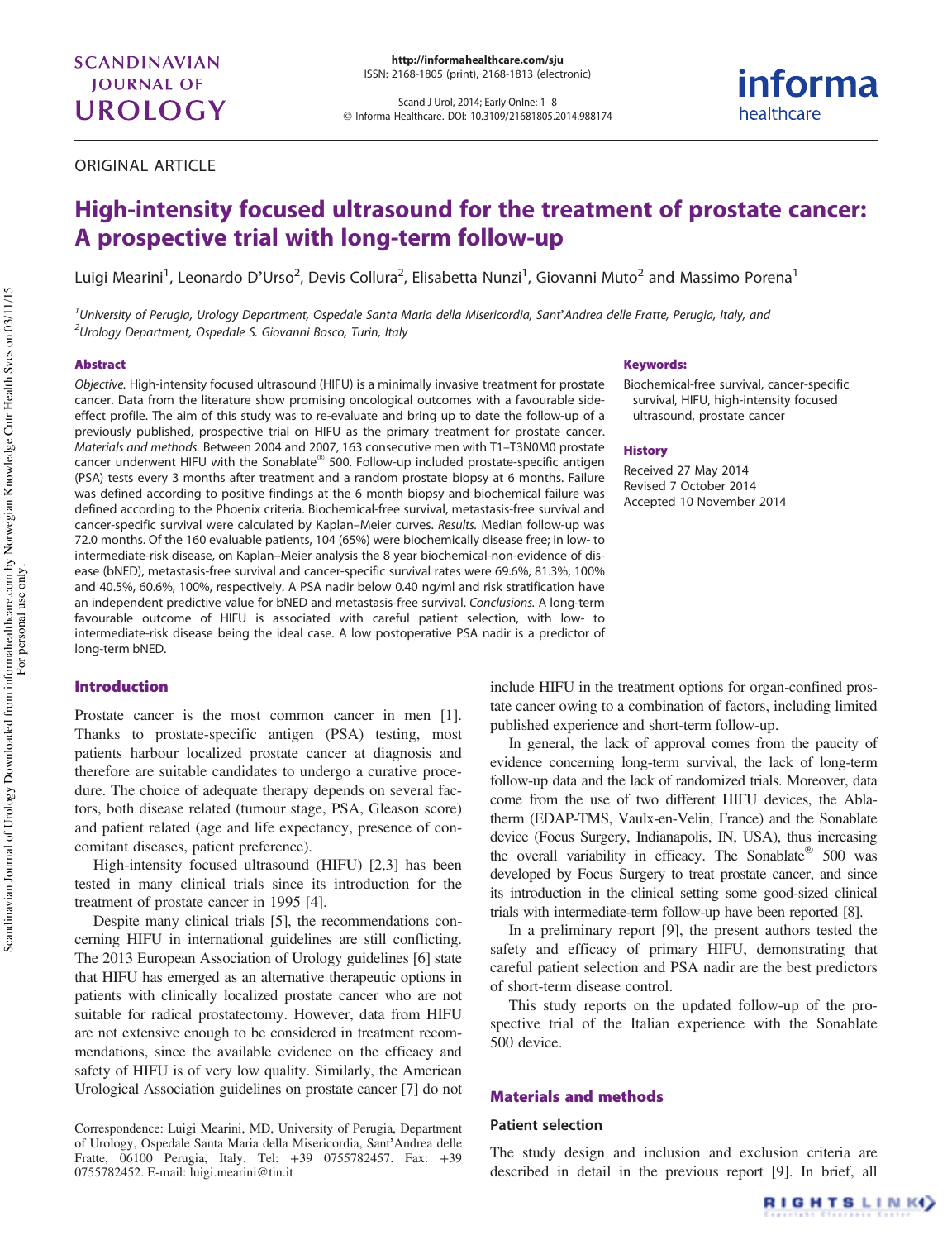ORIGINAL ARTICLE

# High-intensity focused ultrasound for the treatment of prostate cancer: A prospective trial with long-term follow-up

Luigi Mearini[1], Leonardo D'Urso[2], Devis Collura[2], Elisabetta Nunzi[1], Giovanni Muto[2] and Massimo Porena[1]

[1]University of Perugia, Urology Department, Ospedale Santa Maria della Misericordia, Sant'Andrea delle Fratte, Perugia, Italy, and [2]Urology Department, Ospedale S. Giovanni Bosco, Turin, Italy

### Abstract

*Objective.* High-intensity focused ultrasound (HIFU) is a minimally invasive treatment for prostate cancer. Data from the literature show promising oncological outcomes with a favourable side-effect profile. The aim of this study was to re-evaluate and bring up to date the follow-up of a previously published, prospective trial on HIFU as the primary treatment for prostate cancer. *Materials and methods.* Between 2004 and 2007, 163 consecutive men with T1–T3N0M0 prostate cancer underwent HIFU with the Sonablate® 500. Follow-up included prostate-specific antigen (PSA) tests every 3 months after treatment and a random prostate biopsy at 6 months. Failure was defined according to positive findings at the 6 month biopsy and biochemical failure was defined according to the Phoenix criteria. Biochemical-free survival, metastasis-free survival and cancer-specific survival were calculated by Kaplan–Meier curves. *Results.* Median follow-up was 72.0 months. Of the 160 evaluable patients, 104 (65%) were biochemically disease free; in low- to intermediate-risk disease, on Kaplan–Meier analysis the 8 year biochemical-non-evidence of disease (bNED), metastasis-free survival and cancer-specific survival rates were 69.6%, 81.3%, 100% and 40.5%, 60.6%, 100%, respectively. A PSA nadir below 0.40 ng/ml and risk stratification have an independent predictive value for bNED and metastasis-free survival. *Conclusions.* A long-term favourable outcome of HIFU is associated with careful patient selection, with low- to intermediate-risk disease being the ideal case. A low postoperative PSA nadir is a predictor of long-term bNED.

### Keywords:

Biochemical-free survival, cancer-specific survival, HIFU, high-intensity focused ultrasound, prostate cancer

### History

Received 27 May 2014
Revised 7 October 2014
Accepted 10 November 2014

## Introduction

Prostate cancer is the most common cancer in men [1]. Thanks to prostate-specific antigen (PSA) testing, most patients harbour localized prostate cancer at diagnosis and therefore are suitable candidates to undergo a curative procedure. The choice of adequate therapy depends on several factors, both disease related (tumour stage, PSA, Gleason score) and patient related (age and life expectancy, presence of concomitant diseases, patient preference).

High-intensity focused ultrasound (HIFU) [2,3] has been tested in many clinical trials since its introduction for the treatment of prostate cancer in 1995 [4].

Despite many clinical trials [5], the recommendations concerning HIFU in international guidelines are still conflicting. The 2013 European Association of Urology guidelines [6] state that HIFU has emerged as an alternative therapeutic options in patients with clinically localized prostate cancer who are not suitable for radical prostatectomy. However, data from HIFU are not extensive enough to be considered in treatment recommendations, since the available evidence on the efficacy and safety of HIFU is of very low quality. Similarly, the American Urological Association guidelines on prostate cancer [7] do not include HIFU in the treatment options for organ-confined prostate cancer owing to a combination of factors, including limited published experience and short-term follow-up.

In general, the lack of approval comes from the paucity of evidence concerning long-term survival, the lack of long-term follow-up data and the lack of randomized trials. Moreover, data come from the use of two different HIFU devices, the Ablatherm (EDAP-TMS, Vaulx-en-Velin, France) and the Sonablate device (Focus Surgery, Indianapolis, IN, USA), thus increasing the overall variability in efficacy. The Sonablate® 500 was developed by Focus Surgery to treat prostate cancer, and since its introduction in the clinical setting some good-sized clinical trials with intermediate-term follow-up have been reported [8].

In a preliminary report [9], the present authors tested the safety and efficacy of primary HIFU, demonstrating that careful patient selection and PSA nadir are the best predictors of short-term disease control.

This study reports on the updated follow-up of the prospective trial of the Italian experience with the Sonablate 500 device.

## Materials and methods

### Patient selection

The study design and inclusion and exclusion criteria are described in detail in the previous report [9]. In brief, all

Correspondence: Luigi Mearini, MD, University of Perugia, Department of Urology, Ospedale Santa Maria della Misericordia, Sant'Andrea delle Fratte, 06100 Perugia, Italy. Tel: +39 0755782457. Fax: +39 0755782452. E-mail: luigi.mearini@tin.it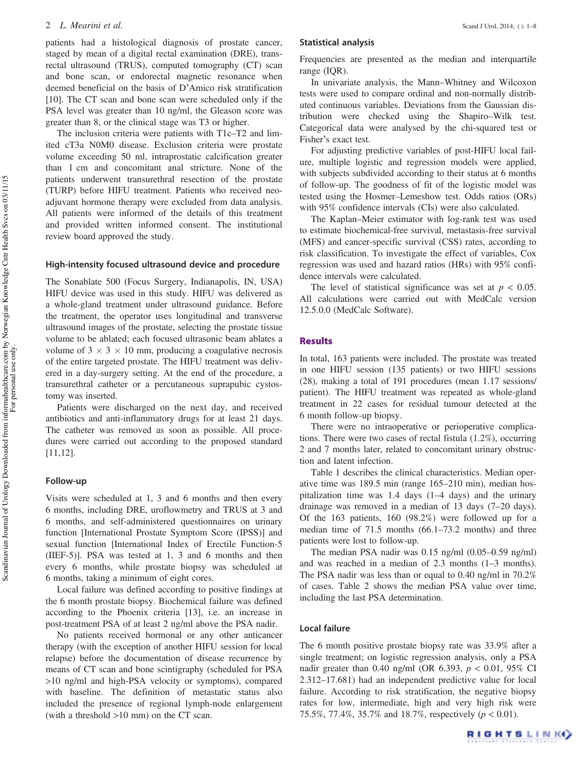patients had a histological diagnosis of prostate cancer, staged by mean of a digital rectal examination (DRE), transrectal ultrasound (TRUS), computed tomography (CT) scan and bone scan, or endorectal magnetic resonance when deemed beneficial on the basis of D'Amico risk stratification [10]. The CT scan and bone scan were scheduled only if the PSA level was greater than 10 ng/ml, the Gleason score was greater than 8, or the clinical stage was T3 or higher.

The inclusion criteria were patients with T1c–T2 and limited cT3a N0M0 disease. Exclusion criteria were prostate volume exceeding 50 ml, intraprostatic calcification greater than 1 cm and concomitant anal stricture. None of the patients underwent transurethral resection of the prostate (TURP) before HIFU treatment. Patients who received neoadjuvant hormone therapy were excluded from data analysis. All patients were informed of the details of this treatment and provided written informed consent. The institutional review board approved the study.

### High-intensity focused ultrasound device and procedure

The Sonablate 500 (Focus Surgery, Indianapolis, IN, USA) HIFU device was used in this study. HIFU was delivered as a whole-gland treatment under ultrasound guidance. Before the treatment, the operator uses longitudinal and transverse ultrasound images of the prostate, selecting the prostate tissue volume to be ablated; each focused ultrasonic beam ablates a volume of $3 \times 3 \times 10$ mm, producing a coagulative necrosis of the entire targeted prostate. The HIFU treatment was delivered in a day-surgery setting. At the end of the procedure, a transurethral catheter or a percutaneous suprapubic cystostomy was inserted.

Patients were discharged on the next day, and received antibiotics and anti-inflammatory drugs for at least 21 days. The catheter was removed as soon as possible. All procedures were carried out according to the proposed standard [11,12].

### Follow-up

Visits were scheduled at 1, 3 and 6 months and then every 6 months, including DRE, uroflowmetry and TRUS at 3 and 6 months, and self-administered questionnaires on urinary function [International Prostate Symptom Score (IPSS)] and sexual function [International Index of Erectile Function-5 (IIEF-5)]. PSA was tested at 1, 3 and 6 months and then every 6 months, while prostate biopsy was scheduled at 6 months, taking a minimum of eight cores.

Local failure was defined according to positive findings at the 6 month prostate biopsy. Biochemical failure was defined according to the Phoenix criteria [13], i.e. an increase in post-treatment PSA of at least 2 ng/ml above the PSA nadir.

No patients received hormonal or any other anticancer therapy (with the exception of another HIFU session for local relapse) before the documentation of disease recurrence by means of CT scan and bone scintigraphy (scheduled for PSA >10 ng/ml and high-PSA velocity or symptoms), compared with baseline. The definition of metastatic status also included the presence of regional lymph-node enlargement (with a threshold >10 mm) on the CT scan.

### Statistical analysis

Frequencies are presented as the median and interquartile range (IQR).

In univariate analysis, the Mann–Whitney and Wilcoxon tests were used to compare ordinal and non-normally distributed continuous variables. Deviations from the Gaussian distribution were checked using the Shapiro–Wilk test. Categorical data were analysed by the chi-squared test or Fisher's exact test.

For adjusting predictive variables of post-HIFU local failure, multiple logistic and regression models were applied, with subjects subdivided according to their status at 6 months of follow-up. The goodness of fit of the logistic model was tested using the Hosmer–Lemeshow test. Odds ratios (ORs) with 95% confidence intervals (CIs) were also calculated.

The Kaplan–Meier estimator with log-rank test was used to estimate biochemical-free survival, metastasis-free survival (MFS) and cancer-specific survival (CSS) rates, according to risk classification. To investigate the effect of variables, Cox regression was used and hazard ratios (HRs) with 95% confidence intervals were calculated.

The level of statistical significance was set at $p < 0.05$. All calculations were carried out with MedCalc version 12.5.0.0 (MedCalc Software).

## Results

In total, 163 patients were included. The prostate was treated in one HIFU session (135 patients) or two HIFU sessions (28), making a total of 191 procedures (mean 1.17 sessions/patient). The HIFU treatment was repeated as whole-gland treatment in 22 cases for residual tumour detected at the 6 month follow-up biopsy.

There were no intraoperative or perioperative complications. There were two cases of rectal fistula (1.2%), occurring 2 and 7 months later, related to concomitant urinary obstruction and latent infection.

Table 1 describes the clinical characteristics. Median operative time was 189.5 min (range 165–210 min), median hospitalization time was 1.4 days (1–4 days) and the urinary drainage was removed in a median of 13 days (7–20 days). Of the 163 patients, 160 (98.2%) were followed up for a median time of 71.5 months (66.1–73.2 months) and three patients were lost to follow-up.

The median PSA nadir was 0.15 ng/ml (0.05–0.59 ng/ml) and was reached in a median of 2.3 months (1–3 months). The PSA nadir was less than or equal to 0.40 ng/ml in 70.2% of cases. Table 2 shows the median PSA value over time, including the last PSA determination.

### Local failure

The 6 month positive prostate biopsy rate was 33.9% after a single treatment; on logistic regression analysis, only a PSA nadir greater than 0.40 ng/ml (OR 6.393, $p < 0.01$, 95% CI 2.312–17.681) had an independent predictive value for local failure. According to risk stratification, the negative biopsy rates for low, intermediate, high and very high risk were 75.5%, 77.4%, 35.7% and 18.7%, respectively ($p < 0.01$).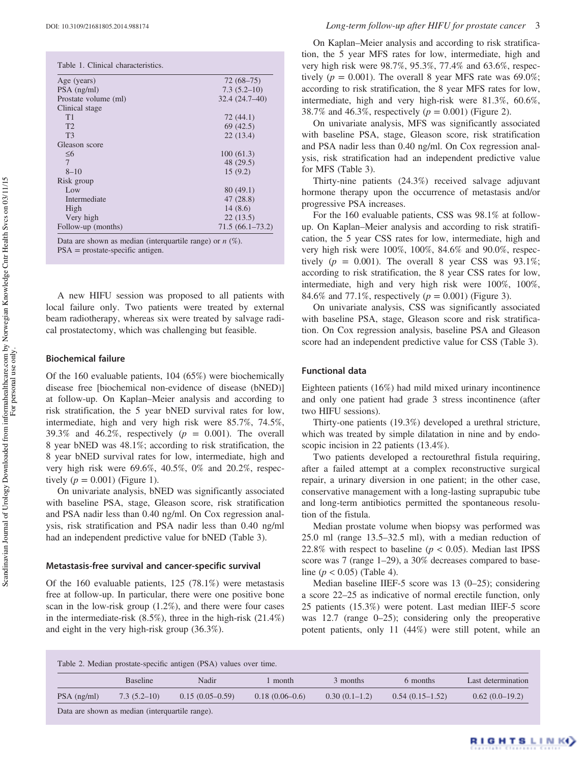Table 1. Clinical characteristics.

| | |
|---|---|
| Age (years) | 72 (68–75) |
| PSA (ng/ml) | 7.3 (5.2–10) |
| Prostate volume (ml) | 32.4 (24.7–40) |
| Clinical stage | |
| T1 | 72 (44.1) |
| T2 | 69 (42.5) |
| T3 | 22 (13.4) |
| Gleason score | |
| ≤6 | 100 (61.3) |
| 7 | 48 (29.5) |
| 8–10 | 15 (9.2) |
| Risk group | |
| Low | 80 (49.1) |
| Intermediate | 47 (28.8) |
| High | 14 (8.6) |
| Very high | 22 (13.5) |
| Follow-up (months) | 71.5 (66.1–73.2) |

Data are shown as median (interquartile range) or *n* (%).
PSA = prostate-specific antigen.

A new HIFU session was proposed to all patients with local failure only. Two patients were treated by external beam radiotherapy, whereas six were treated by salvage radical prostatectomy, which was challenging but feasible.

### Biochemical failure

Of the 160 evaluable patients, 104 (65%) were biochemically disease free [biochemical non-evidence of disease (bNED)] at follow-up. On Kaplan–Meier analysis and according to risk stratification, the 5 year bNED survival rates for low, intermediate, high and very high risk were 85.7%, 74.5%, 39.3% and 46.2%, respectively ($p = 0.001$). The overall 8 year bNED was 48.1%; according to risk stratification, the 8 year bNED survival rates for low, intermediate, high and very high risk were 69.6%, 40.5%, 0% and 20.2%, respectively ($p = 0.001$) (Figure 1).

On univariate analysis, bNED was significantly associated with baseline PSA, stage, Gleason score, risk stratification and PSA nadir less than 0.40 ng/ml. On Cox regression analysis, risk stratification and PSA nadir less than 0.40 ng/ml had an independent predictive value for bNED (Table 3).

### Metastasis-free survival and cancer-specific survival

Of the 160 evaluable patients, 125 (78.1%) were metastasis free at follow-up. In particular, there were one positive bone scan in the low-risk group (1.2%), and there were four cases in the intermediate-risk (8.5%), three in the high-risk (21.4%) and eight in the very high-risk group (36.3%).

On Kaplan–Meier analysis and according to risk stratification, the 5 year MFS rates for low, intermediate, high and very high risk were 98.7%, 95.3%, 77.4% and 63.6%, respectively ($p = 0.001$). The overall 8 year MFS rate was 69.0%; according to risk stratification, the 8 year MFS rates for low, intermediate, high and very high-risk were 81.3%, 60.6%, 38.7% and 46.3%, respectively ($p = 0.001$) (Figure 2).

On univariate analysis, MFS was significantly associated with baseline PSA, stage, Gleason score, risk stratification and PSA nadir less than 0.40 ng/ml. On Cox regression analysis, risk stratification had an independent predictive value for MFS (Table 3).

Thirty-nine patients (24.3%) received salvage adjuvant hormone therapy upon the occurrence of metastasis and/or progressive PSA increases.

For the 160 evaluable patients, CSS was 98.1% at follow-up. On Kaplan–Meier analysis and according to risk stratification, the 5 year CSS rates for low, intermediate, high and very high risk were 100%, 100%, 84.6% and 90.0%, respectively ($p = 0.001$). The overall 8 year CSS was 93.1%; according to risk stratification, the 8 year CSS rates for low, intermediate, high and very high risk were 100%, 100%, 84.6% and 77.1%, respectively ($p = 0.001$) (Figure 3).

On univariate analysis, CSS was significantly associated with baseline PSA, stage, Gleason score and risk stratification. On Cox regression analysis, baseline PSA and Gleason score had an independent predictive value for CSS (Table 3).

### Functional data

Eighteen patients (16%) had mild mixed urinary incontinence and only one patient had grade 3 stress incontinence (after two HIFU sessions).

Thirty-one patients (19.3%) developed a urethral stricture, which was treated by simple dilatation in nine and by endoscopic incision in 22 patients (13.4%).

Two patients developed a rectourethral fistula requiring, after a failed attempt at a complex reconstructive surgical repair, a urinary diversion in one patient; in the other case, conservative management with a long-lasting suprapubic tube and long-term antibiotics permitted the spontaneous resolution of the fistula.

Median prostate volume when biopsy was performed was 25.0 ml (range 13.5–32.5 ml), with a median reduction of 22.8% with respect to baseline ($p < 0.05$). Median last IPSS score was 7 (range 1–29), a 30% decreases compared to baseline ($p < 0.05$) (Table 4).

Median baseline IIEF-5 score was 13 (0–25); considering a score 22–25 as indicative of normal erectile function, only 25 patients (15.3%) were potent. Last median IIEF-5 score was 12.7 (range 0–25); considering only the preoperative potent patients, only 11 (44%) were still potent, while an

Table 2. Median prostate-specific antigen (PSA) values over time.

| | Baseline | Nadir | 1 month | 3 months | 6 months | Last determination |
|---|---|---|---|---|---|---|
| PSA (ng/ml) | 7.3 (5.2–10) | 0.15 (0.05–0.59) | 0.18 (0.06–0.6) | 0.30 (0.1–1.2) | 0.54 (0.15–1.52) | 0.62 (0.0–19.2) |

Data are shown as median (interquartile range).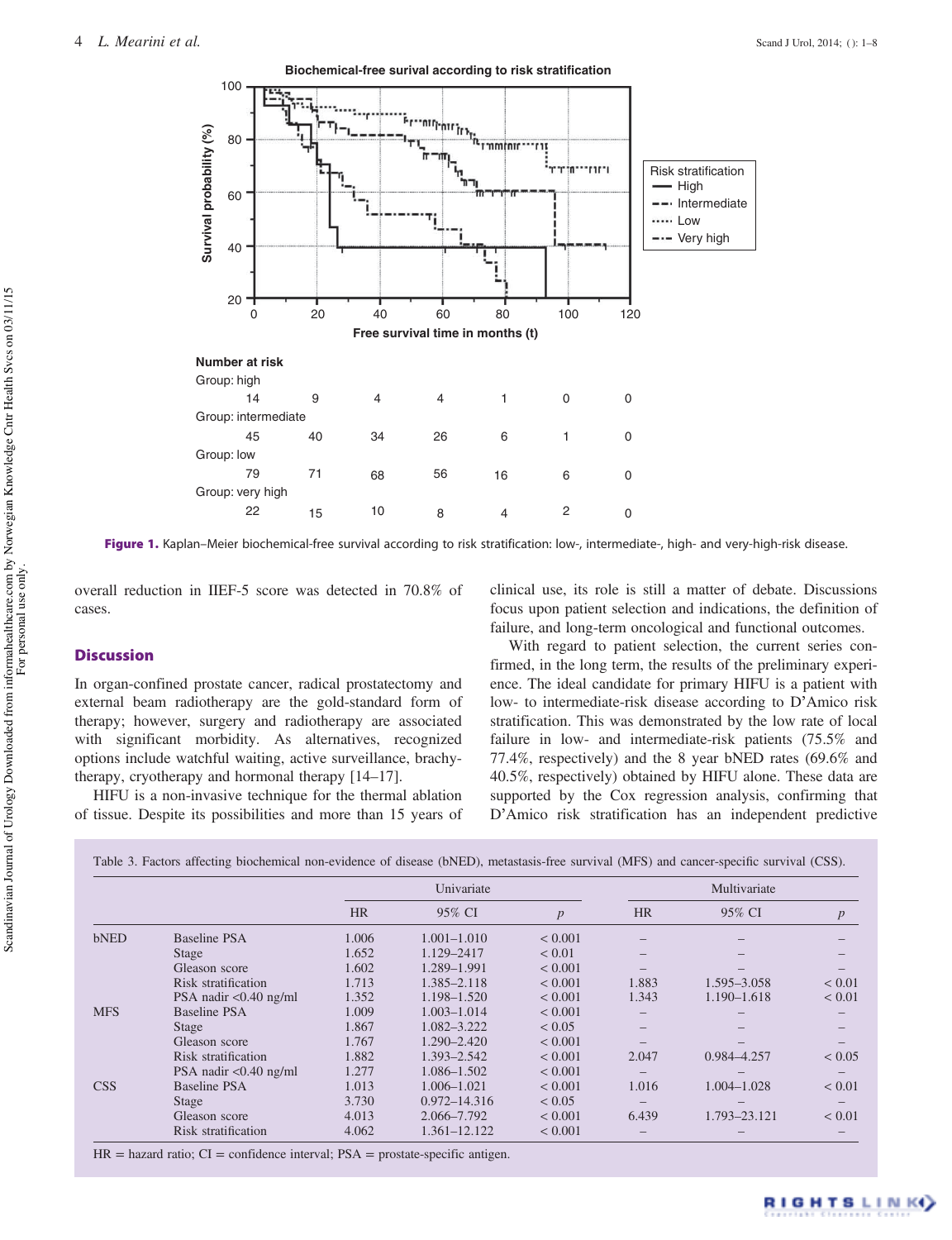Figure 1. Kaplan–Meier biochemical-free survival according to risk stratification: low-, intermediate-, high- and very-high-risk disease.

overall reduction in IIEF-5 score was detected in 70.8% of cases.

## Discussion

In organ-confined prostate cancer, radical prostatectomy and external beam radiotherapy are the gold-standard form of therapy; however, surgery and radiotherapy are associated with significant morbidity. As alternatives, recognized options include watchful waiting, active surveillance, brachytherapy, cryotherapy and hormonal therapy [14–17].

HIFU is a non-invasive technique for the thermal ablation of tissue. Despite its possibilities and more than 15 years of clinical use, its role is still a matter of debate. Discussions focus upon patient selection and indications, the definition of failure, and long-term oncological and functional outcomes.

With regard to patient selection, the current series confirmed, in the long term, the results of the preliminary experience. The ideal candidate for primary HIFU is a patient with low- to intermediate-risk disease according to D'Amico risk stratification. This was demonstrated by the low rate of local failure in low- and intermediate-risk patients (75.5% and 77.4%, respectively) and the 8 year bNED rates (69.6% and 40.5%, respectively) obtained by HIFU alone. These data are supported by the Cox regression analysis, confirming that D'Amico risk stratification has an independent predictive

Table 3. Factors affecting biochemical non-evidence of disease (bNED), metastasis-free survival (MFS) and cancer-specific survival (CSS).

| | | Univariate | | | Multivariate | | |
|---|---|---|---|---|---|---|---|
| | | HR | 95% CI | $p$ | HR | 95% CI | $p$ |
| bNED | Baseline PSA | 1.006 | 1.001–1.010 | < 0.001 | – | – | – |
| | Stage | 1.652 | 1.129–2417 | < 0.01 | – | – | – |
| | Gleason score | 1.602 | 1.289–1.991 | < 0.001 | – | – | – |
| | Risk stratification | 1.713 | 1.385–2.118 | < 0.001 | 1.883 | 1.595–3.058 | < 0.01 |
| | PSA nadir <0.40 ng/ml | 1.352 | 1.198–1.520 | < 0.001 | 1.343 | 1.190–1.618 | < 0.01 |
| MFS | Baseline PSA | 1.009 | 1.003–1.014 | < 0.001 | – | – | – |
| | Stage | 1.867 | 1.082–3.222 | < 0.05 | – | – | – |
| | Gleason score | 1.767 | 1.290–2.420 | < 0.001 | – | – | – |
| | Risk stratification | 1.882 | 1.393–2.542 | < 0.001 | 2.047 | 0.984–4.257 | < 0.05 |
| | PSA nadir <0.40 ng/ml | 1.277 | 1.086–1.502 | < 0.001 | – | – | – |
| CSS | Baseline PSA | 1.013 | 1.006–1.021 | < 0.001 | 1.016 | 1.004–1.028 | < 0.01 |
| | Stage | 3.730 | 0.972–14.316 | < 0.05 | – | – | – |
| | Gleason score | 4.013 | 2.066–7.792 | < 0.001 | 6.439 | 1.793–23.121 | < 0.01 |
| | Risk stratification | 4.062 | 1.361–12.122 | < 0.001 | – | – | – |

HR = hazard ratio; CI = confidence interval; PSA = prostate-specific antigen.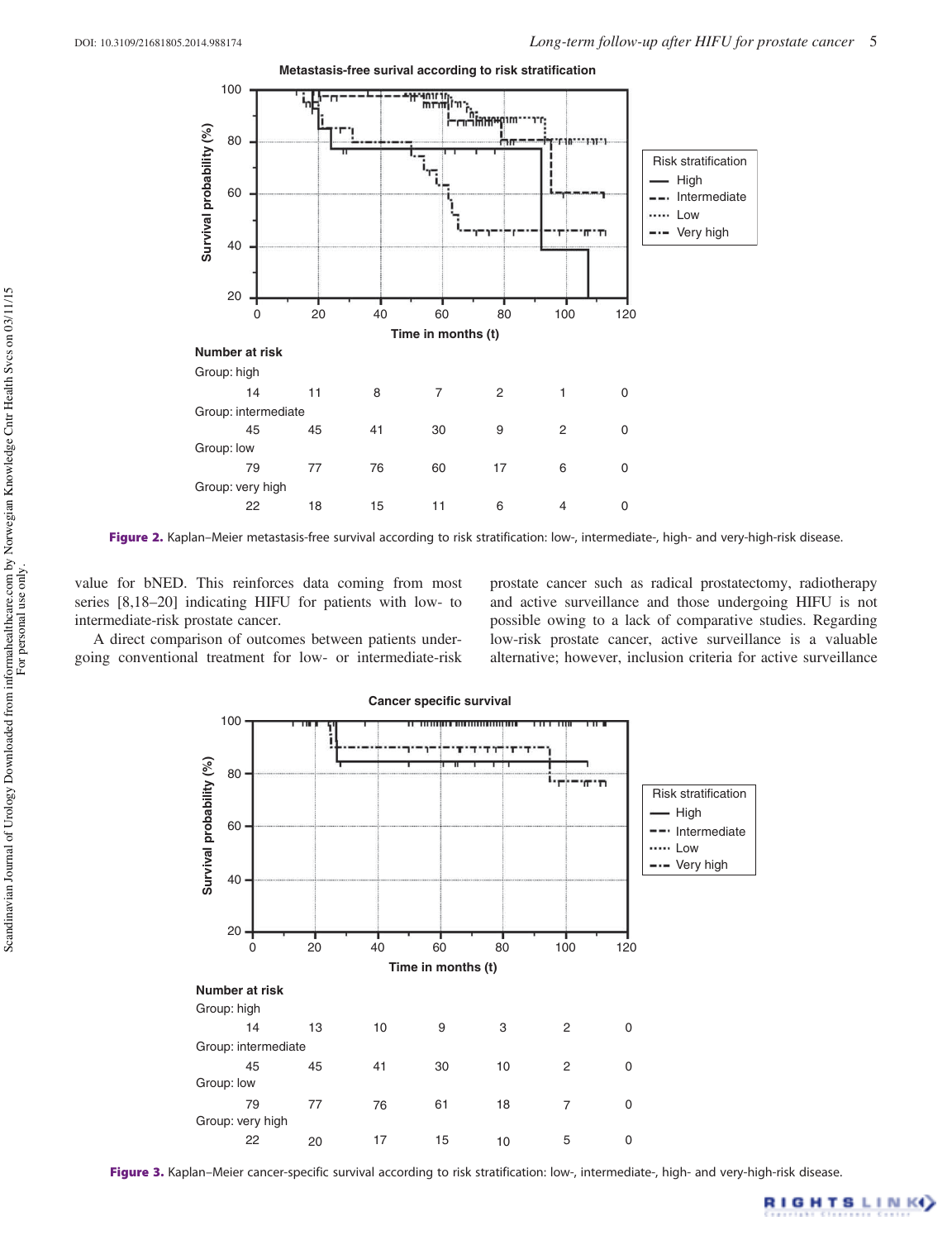**Figure 2.** Kaplan–Meier metastasis-free survival according to risk stratification: low-, intermediate-, high- and very-high-risk disease.

value for bNED. This reinforces data coming from most series [8,18–20] indicating HIFU for patients with low- to intermediate-risk prostate cancer.

A direct comparison of outcomes between patients undergoing conventional treatment for low- or intermediate-risk prostate cancer such as radical prostatectomy, radiotherapy and active surveillance and those undergoing HIFU is not possible owing to a lack of comparative studies. Regarding low-risk prostate cancer, active surveillance is a valuable alternative; however, inclusion criteria for active surveillance

**Figure 3.** Kaplan–Meier cancer-specific survival according to risk stratification: low-, intermediate-, high- and very-high-risk disease.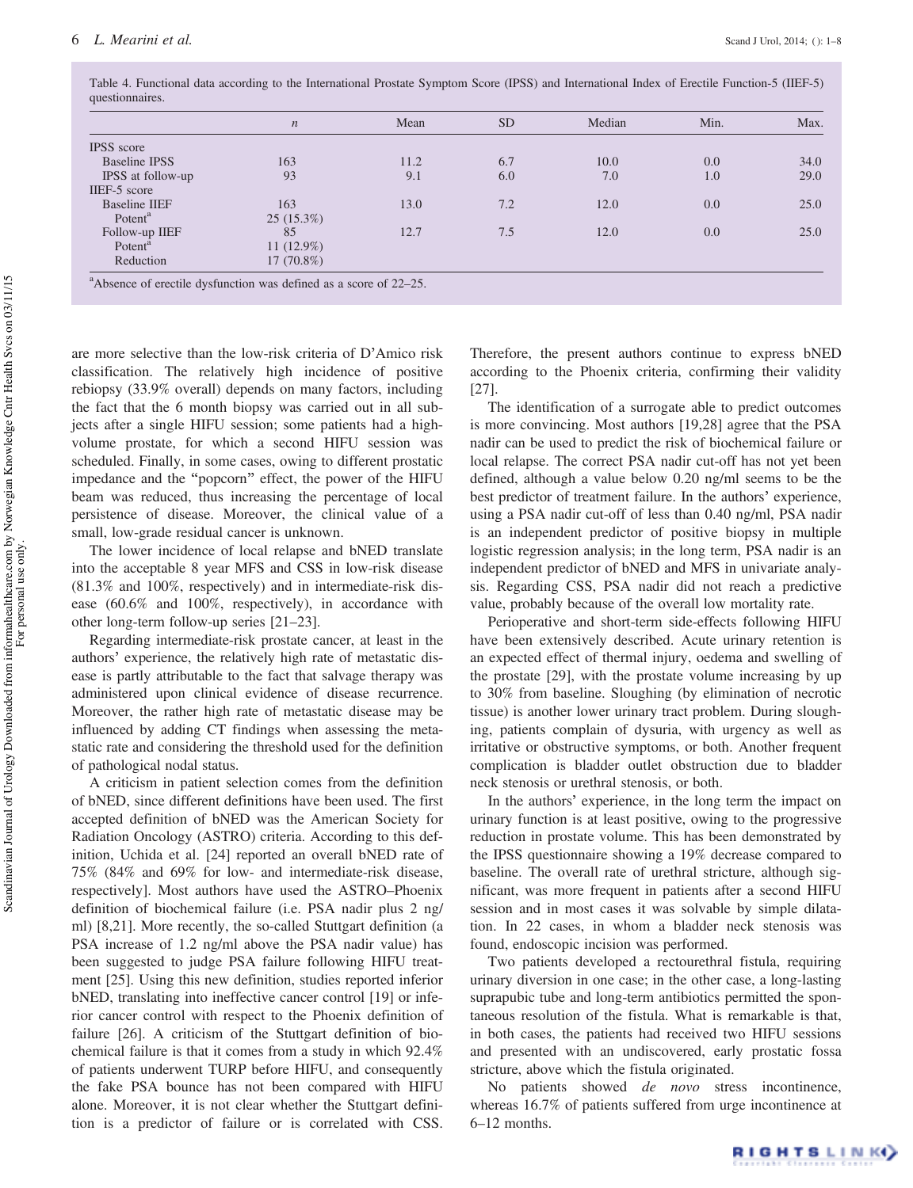Table 4. Functional data according to the International Prostate Symptom Score (IPSS) and International Index of Erectile Function-5 (IIEF-5) questionnaires.

| | n | Mean | SD | Median | Min. | Max. |
|---|---|---|---|---|---|---|
| IPSS score | | | | | | |
| Baseline IPSS | 163 | 11.2 | 6.7 | 10.0 | 0.0 | 34.0 |
| IPSS at follow-up | 93 | 9.1 | 6.0 | 7.0 | 1.0 | 29.0 |
| IIEF-5 score | | | | | | |
| Baseline IIEF | 163 | 13.0 | 7.2 | 12.0 | 0.0 | 25.0 |
| Potent[a] | 25 (15.3%) | | | | | |
| Follow-up IIEF | 85 | 12.7 | 7.5 | 12.0 | 0.0 | 25.0 |
| Potent[a] | 11 (12.9%) | | | | | |
| Reduction | 17 (70.8%) | | | | | |

[a]Absence of erectile dysfunction was defined as a score of 22–25.

are more selective than the low-risk criteria of D'Amico risk classification. The relatively high incidence of positive rebiopsy (33.9% overall) depends on many factors, including the fact that the 6 month biopsy was carried out in all subjects after a single HIFU session; some patients had a high-volume prostate, for which a second HIFU session was scheduled. Finally, in some cases, owing to different prostatic impedance and the "popcorn" effect, the power of the HIFU beam was reduced, thus increasing the percentage of local persistence of disease. Moreover, the clinical value of a small, low-grade residual cancer is unknown.

The lower incidence of local relapse and bNED translate into the acceptable 8 year MFS and CSS in low-risk disease (81.3% and 100%, respectively) and in intermediate-risk disease (60.6% and 100%, respectively), in accordance with other long-term follow-up series [21–23].

Regarding intermediate-risk prostate cancer, at least in the authors' experience, the relatively high rate of metastatic disease is partly attributable to the fact that salvage therapy was administered upon clinical evidence of disease recurrence. Moreover, the rather high rate of metastatic disease may be influenced by adding CT findings when assessing the metastatic rate and considering the threshold used for the definition of pathological nodal status.

A criticism in patient selection comes from the definition of bNED, since different definitions have been used. The first accepted definition of bNED was the American Society for Radiation Oncology (ASTRO) criteria. According to this definition, Uchida et al. [24] reported an overall bNED rate of 75% (84% and 69% for low- and intermediate-risk disease, respectively]. Most authors have used the ASTRO–Phoenix definition of biochemical failure (i.e. PSA nadir plus 2 ng/ml) [8,21]. More recently, the so-called Stuttgart definition (a PSA increase of 1.2 ng/ml above the PSA nadir value) has been suggested to judge PSA failure following HIFU treatment [25]. Using this new definition, studies reported inferior bNED, translating into ineffective cancer control [19] or inferior cancer control with respect to the Phoenix definition of failure [26]. A criticism of the Stuttgart definition of biochemical failure is that it comes from a study in which 92.4% of patients underwent TURP before HIFU, and consequently the fake PSA bounce has not been compared with HIFU alone. Moreover, it is not clear whether the Stuttgart definition is a predictor of failure or is correlated with CSS. Therefore, the present authors continue to express bNED according to the Phoenix criteria, confirming their validity [27].

The identification of a surrogate able to predict outcomes is more convincing. Most authors [19,28] agree that the PSA nadir can be used to predict the risk of biochemical failure or local relapse. The correct PSA nadir cut-off has not yet been defined, although a value below 0.20 ng/ml seems to be the best predictor of treatment failure. In the authors' experience, using a PSA nadir cut-off of less than 0.40 ng/ml, PSA nadir is an independent predictor of positive biopsy in multiple logistic regression analysis; in the long term, PSA nadir is an independent predictor of bNED and MFS in univariate analysis. Regarding CSS, PSA nadir did not reach a predictive value, probably because of the overall low mortality rate.

Perioperative and short-term side-effects following HIFU have been extensively described. Acute urinary retention is an expected effect of thermal injury, oedema and swelling of the prostate [29], with the prostate volume increasing by up to 30% from baseline. Sloughing (by elimination of necrotic tissue) is another lower urinary tract problem. During sloughing, patients complain of dysuria, with urgency as well as irritative or obstructive symptoms, or both. Another frequent complication is bladder outlet obstruction due to bladder neck stenosis or urethral stenosis, or both.

In the authors' experience, in the long term the impact on urinary function is at least positive, owing to the progressive reduction in prostate volume. This has been demonstrated by the IPSS questionnaire showing a 19% decrease compared to baseline. The overall rate of urethral stricture, although significant, was more frequent in patients after a second HIFU session and in most cases it was solvable by simple dilatation. In 22 cases, in whom a bladder neck stenosis was found, endoscopic incision was performed.

Two patients developed a rectourethral fistula, requiring urinary diversion in one case; in the other case, a long-lasting suprapubic tube and long-term antibiotics permitted the spontaneous resolution of the fistula. What is remarkable is that, in both cases, the patients had received two HIFU sessions and presented with an undiscovered, early prostatic fossa stricture, above which the fistula originated.

No patients showed *de novo* stress incontinence, whereas 16.7% of patients suffered from urge incontinence at 6–12 months.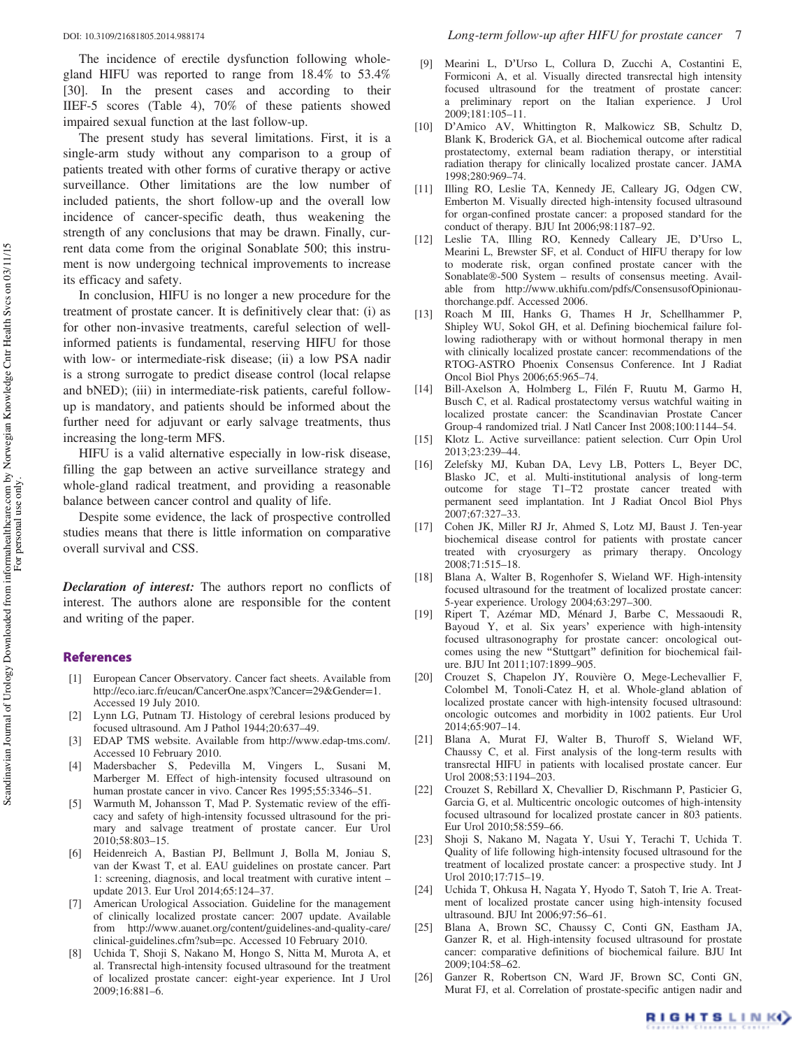The incidence of erectile dysfunction following whole-gland HIFU was reported to range from 18.4% to 53.4% [30]. In the present cases and according to their IIEF-5 scores (Table 4), 70% of these patients showed impaired sexual function at the last follow-up.

The present study has several limitations. First, it is a single-arm study without any comparison to a group of patients treated with other forms of curative therapy or active surveillance. Other limitations are the low number of included patients, the short follow-up and the overall low incidence of cancer-specific death, thus weakening the strength of any conclusions that may be drawn. Finally, current data come from the original Sonablate 500; this instrument is now undergoing technical improvements to increase its efficacy and safety.

In conclusion, HIFU is no longer a new procedure for the treatment of prostate cancer. It is definitively clear that: (i) as for other non-invasive treatments, careful selection of well-informed patients is fundamental, reserving HIFU for those with low- or intermediate-risk disease; (ii) a low PSA nadir is a strong surrogate to predict disease control (local relapse and bNED); (iii) in intermediate-risk patients, careful follow-up is mandatory, and patients should be informed about the further need for adjuvant or early salvage treatments, thus increasing the long-term MFS.

HIFU is a valid alternative especially in low-risk disease, filling the gap between an active surveillance strategy and whole-gland radical treatment, and providing a reasonable balance between cancer control and quality of life.

Despite some evidence, the lack of prospective controlled studies means that there is little information on comparative overall survival and CSS.

***Declaration of interest:*** The authors report no conflicts of interest. The authors alone are responsible for the content and writing of the paper.

## References

[1] European Cancer Observatory. Cancer fact sheets. Available from http://eco.iarc.fr/eucan/CancerOne.aspx?Cancer=29&Gender=1. Accessed 19 July 2010.

[2] Lynn LG, Putnam TJ. Histology of cerebral lesions produced by focused ultrasound. Am J Pathol 1944;20:637–49.

[3] EDAP TMS website. Available from http://www.edap-tms.com/. Accessed 10 February 2010.

[4] Madersbacher S, Pedevilla M, Vingers L, Susani M, Marberger M. Effect of high-intensity focused ultrasound on human prostate cancer in vivo. Cancer Res 1995;55:3346–51.

[5] Warmuth M, Johansson T, Mad P. Systematic review of the efficacy and safety of high-intensity focussed ultrasound for the primary and salvage treatment of prostate cancer. Eur Urol 2010;58:803–15.

[6] Heidenreich A, Bastian PJ, Bellmunt J, Bolla M, Joniau S, van der Kwast T, et al. EAU guidelines on prostate cancer. Part 1: screening, diagnosis, and local treatment with curative intent – update 2013. Eur Urol 2014;65:124–37.

[7] American Urological Association. Guideline for the management of clinically localized prostate cancer: 2007 update. Available from http://www.auanet.org/content/guidelines-and-quality-care/clinical-guidelines.cfm?sub=pc. Accessed 10 February 2010.

[8] Uchida T, Shoji S, Nakano M, Hongo S, Nitta M, Murota A, et al. Transrectal high-intensity focused ultrasound for the treatment of localized prostate cancer: eight-year experience. Int J Urol 2009;16:881–6.

[9] Mearini L, D'Urso L, Collura D, Zucchi A, Costantini E, Formiconi A, et al. Visually directed transrectal high intensity focused ultrasound for the treatment of prostate cancer: a preliminary report on the Italian experience. J Urol 2009;181:105–11.

[10] D'Amico AV, Whittington R, Malkowicz SB, Schultz D, Blank K, Broderick GA, et al. Biochemical outcome after radical prostatectomy, external beam radiation therapy, or interstitial radiation therapy for clinically localized prostate cancer. JAMA 1998;280:969–74.

[11] Illing RO, Leslie TA, Kennedy JE, Calleary JG, Odgen CW, Emberton M. Visually directed high-intensity focused ultrasound for organ-confined prostate cancer: a proposed standard for the conduct of therapy. BJU Int 2006;98:1187–92.

[12] Leslie TA, Illing RO, Kennedy Calleary JE, D'Urso L, Mearini L, Brewster SF, et al. Conduct of HIFU therapy for low to moderate risk, organ confined prostate cancer with the Sonablate®-500 System – results of consensus meeting. Available from http://www.ukhifu.com/pdfs/ConsensusofOpinionauthorchange.pdf. Accessed 2006.

[13] Roach M III, Hanks G, Thames H Jr, Schellhammer P, Shipley WU, Sokol GH, et al. Defining biochemical failure following radiotherapy with or without hormonal therapy in men with clinically localized prostate cancer: recommendations of the RTOG-ASTRO Phoenix Consensus Conference. Int J Radiat Oncol Biol Phys 2006;65:965–74.

[14] Bill-Axelson A, Holmberg L, Filén F, Ruutu M, Garmo H, Busch C, et al. Radical prostatectomy versus watchful waiting in localized prostate cancer: the Scandinavian Prostate Cancer Group-4 randomized trial. J Natl Cancer Inst 2008;100:1144–54.

[15] Klotz L. Active surveillance: patient selection. Curr Opin Urol 2013;23:239–44.

[16] Zelefsky MJ, Kuban DA, Levy LB, Potters L, Beyer DC, Blasko JC, et al. Multi-institutional analysis of long-term outcome for stage T1–T2 prostate cancer treated with permanent seed implantation. Int J Radiat Oncol Biol Phys 2007;67:327–33.

[17] Cohen JK, Miller RJ Jr, Ahmed S, Lotz MJ, Baust J. Ten-year biochemical disease control for patients with prostate cancer treated with cryosurgery as primary therapy. Oncology 2008;71:515–18.

[18] Blana A, Walter B, Rogenhofer S, Wieland WF. High-intensity focused ultrasound for the treatment of localized prostate cancer: 5-year experience. Urology 2004;63:297–300.

[19] Ripert T, Azémar MD, Ménard J, Barbe C, Messaoudi R, Bayoud Y, et al. Six years' experience with high-intensity focused ultrasonography for prostate cancer: oncological outcomes using the new "Stuttgart" definition for biochemical failure. BJU Int 2011;107:1899–905.

[20] Crouzet S, Chapelon JY, Rouvière O, Mege-Lechevallier F, Colombel M, Tonoli-Catez H, et al. Whole-gland ablation of localized prostate cancer with high-intensity focused ultrasound: oncologic outcomes and morbidity in 1002 patients. Eur Urol 2014;65:907–14.

[21] Blana A, Murat FJ, Walter B, Thuroff S, Wieland WF, Chaussy C, et al. First analysis of the long-term results with transrectal HIFU in patients with localised prostate cancer. Eur Urol 2008;53:1194–203.

[22] Crouzet S, Rebillard X, Chevallier D, Rischmann P, Pasticier G, Garcia G, et al. Multicentric oncologic outcomes of high-intensity focused ultrasound for localized prostate cancer in 803 patients. Eur Urol 2010;58:559–66.

[23] Shoji S, Nakano M, Nagata Y, Usui Y, Terachi T, Uchida T. Quality of life following high-intensity focused ultrasound for the treatment of localized prostate cancer: a prospective study. Int J Urol 2010;17:715–19.

[24] Uchida T, Ohkusa H, Nagata Y, Hyodo T, Satoh T, Irie A. Treatment of localized prostate cancer using high-intensity focused ultrasound. BJU Int 2006;97:56–61.

[25] Blana A, Brown SC, Chaussy C, Conti GN, Eastham JA, Ganzer R, et al. High-intensity focused ultrasound for prostate cancer: comparative definitions of biochemical failure. BJU Int 2009;104:58–62.

[26] Ganzer R, Robertson CN, Ward JF, Brown SC, Conti GN, Murat FJ, et al. Correlation of prostate-specific antigen nadir and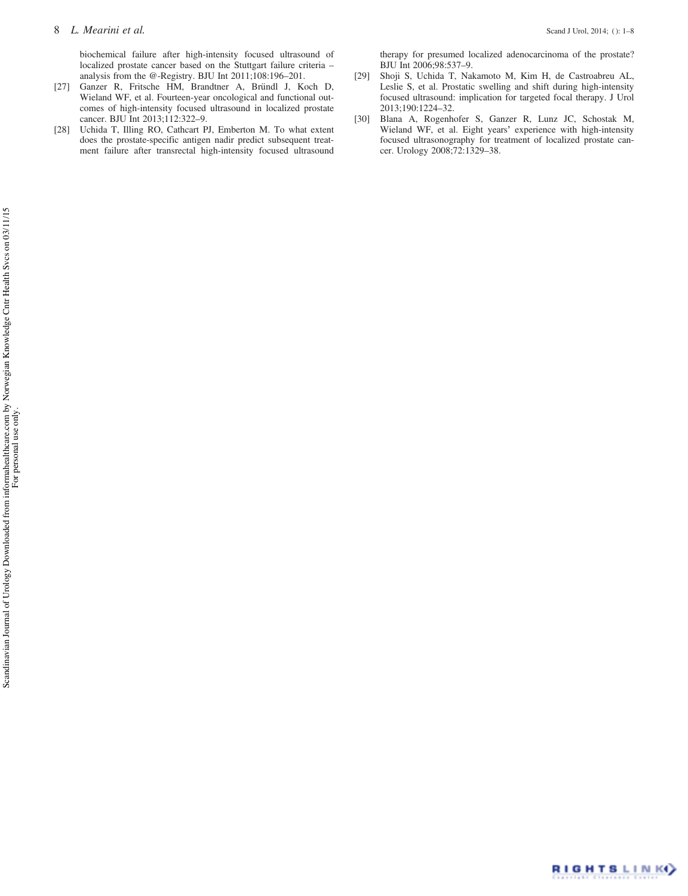biochemical failure after high-intensity focused ultrasound of localized prostate cancer based on the Stuttgart failure criteria – analysis from the @-Registry. BJU Int 2011;108:196–201.

[27] Ganzer R, Fritsche HM, Brandtner A, Bründl J, Koch D, Wieland WF, et al. Fourteen-year oncological and functional outcomes of high-intensity focused ultrasound in localized prostate cancer. BJU Int 2013;112:322–9.

[28] Uchida T, Illing RO, Cathcart PJ, Emberton M. To what extent does the prostate-specific antigen nadir predict subsequent treatment failure after transrectal high-intensity focused ultrasound therapy for presumed localized adenocarcinoma of the prostate? BJU Int 2006;98:537–9.

[29] Shoji S, Uchida T, Nakamoto M, Kim H, de Castroabreu AL, Leslie S, et al. Prostatic swelling and shift during high-intensity focused ultrasound: implication for targeted focal therapy. J Urol 2013;190:1224–32.

[30] Blana A, Rogenhofer S, Ganzer R, Lunz JC, Schostak M, Wieland WF, et al. Eight years' experience with high-intensity focused ultrasonography for treatment of localized prostate cancer. Urology 2008;72:1329–38.